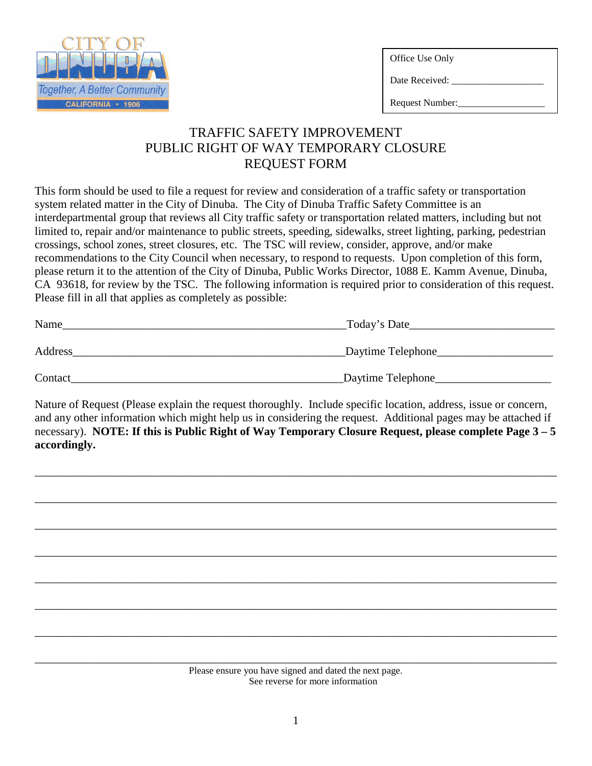CITY OF DINUBA
Together, A Better Community
CALIFORNIA • 1906

| Office Use Only |
|---|
| Date Received: ___________________ |
| Request Number:__________________ |

# TRAFFIC SAFETY IMPROVEMENT
# PUBLIC RIGHT OF WAY TEMPORARY CLOSURE
# REQUEST FORM

This form should be used to file a request for review and consideration of a traffic safety or transportation system related matter in the City of Dinuba. The City of Dinuba Traffic Safety Committee is an interdepartmental group that reviews all City traffic safety or transportation related matters, including but not limited to, repair and/or maintenance to public streets, speeding, sidewalks, street lighting, parking, pedestrian crossings, school zones, street closures, etc. The TSC will review, consider, approve, and/or make recommendations to the City Council when necessary, to respond to requests. Upon completion of this form, please return it to the attention of the City of Dinuba, Public Works Director, 1088 E. Kamm Avenue, Dinuba, CA 93618, for review by the TSC. The following information is required prior to consideration of this request. Please fill in all that applies as completely as possible:

Name__________________________________________________Today's Date_________________________

Address________________________________________________Daytime Telephone____________________

Contact________________________________________________Daytime Telephone____________________

Nature of Request (Please explain the request thoroughly. Include specific location, address, issue or concern, and any other information which might help us in considering the request. Additional pages may be attached if necessary). **NOTE: If this is Public Right of Way Temporary Closure Request, please complete Page 3 – 5 accordingly.**

_____________________________________________________________________________________________

_____________________________________________________________________________________________

_____________________________________________________________________________________________

_____________________________________________________________________________________________

_____________________________________________________________________________________________

_____________________________________________________________________________________________

_____________________________________________________________________________________________

_____________________________________________________________________________________________

Please ensure you have signed and dated the next page.
See reverse for more information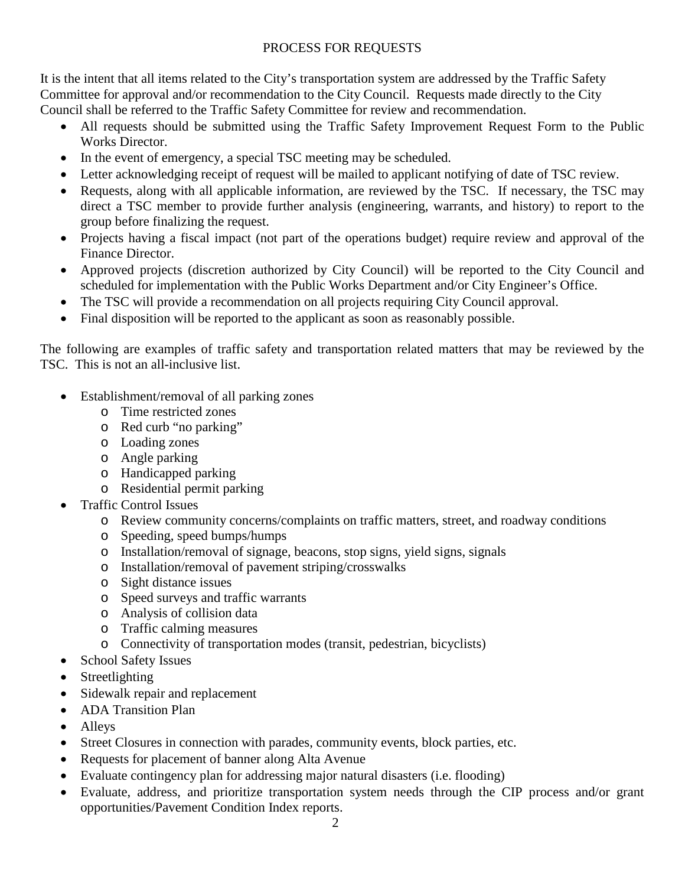## PROCESS FOR REQUESTS

It is the intent that all items related to the City's transportation system are addressed by the Traffic Safety Committee for approval and/or recommendation to the City Council. Requests made directly to the City Council shall be referred to the Traffic Safety Committee for review and recommendation.

- All requests should be submitted using the Traffic Safety Improvement Request Form to the Public Works Director.
- In the event of emergency, a special TSC meeting may be scheduled.
- Letter acknowledging receipt of request will be mailed to applicant notifying of date of TSC review.
- Requests, along with all applicable information, are reviewed by the TSC. If necessary, the TSC may direct a TSC member to provide further analysis (engineering, warrants, and history) to report to the group before finalizing the request.
- Projects having a fiscal impact (not part of the operations budget) require review and approval of the Finance Director.
- Approved projects (discretion authorized by City Council) will be reported to the City Council and scheduled for implementation with the Public Works Department and/or City Engineer's Office.
- The TSC will provide a recommendation on all projects requiring City Council approval.
- Final disposition will be reported to the applicant as soon as reasonably possible.

The following are examples of traffic safety and transportation related matters that may be reviewed by the TSC. This is not an all-inclusive list.

- Establishment/removal of all parking zones
  - Time restricted zones
  - Red curb "no parking"
  - Loading zones
  - Angle parking
  - Handicapped parking
  - Residential permit parking
- Traffic Control Issues
  - Review community concerns/complaints on traffic matters, street, and roadway conditions
  - Speeding, speed bumps/humps
  - Installation/removal of signage, beacons, stop signs, yield signs, signals
  - Installation/removal of pavement striping/crosswalks
  - Sight distance issues
  - Speed surveys and traffic warrants
  - Analysis of collision data
  - Traffic calming measures
  - Connectivity of transportation modes (transit, pedestrian, bicyclists)
- School Safety Issues
- Streetlighting
- Sidewalk repair and replacement
- ADA Transition Plan
- Alleys
- Street Closures in connection with parades, community events, block parties, etc.
- Requests for placement of banner along Alta Avenue
- Evaluate contingency plan for addressing major natural disasters (i.e. flooding)
- Evaluate, address, and prioritize transportation system needs through the CIP process and/or grant opportunities/Pavement Condition Index reports.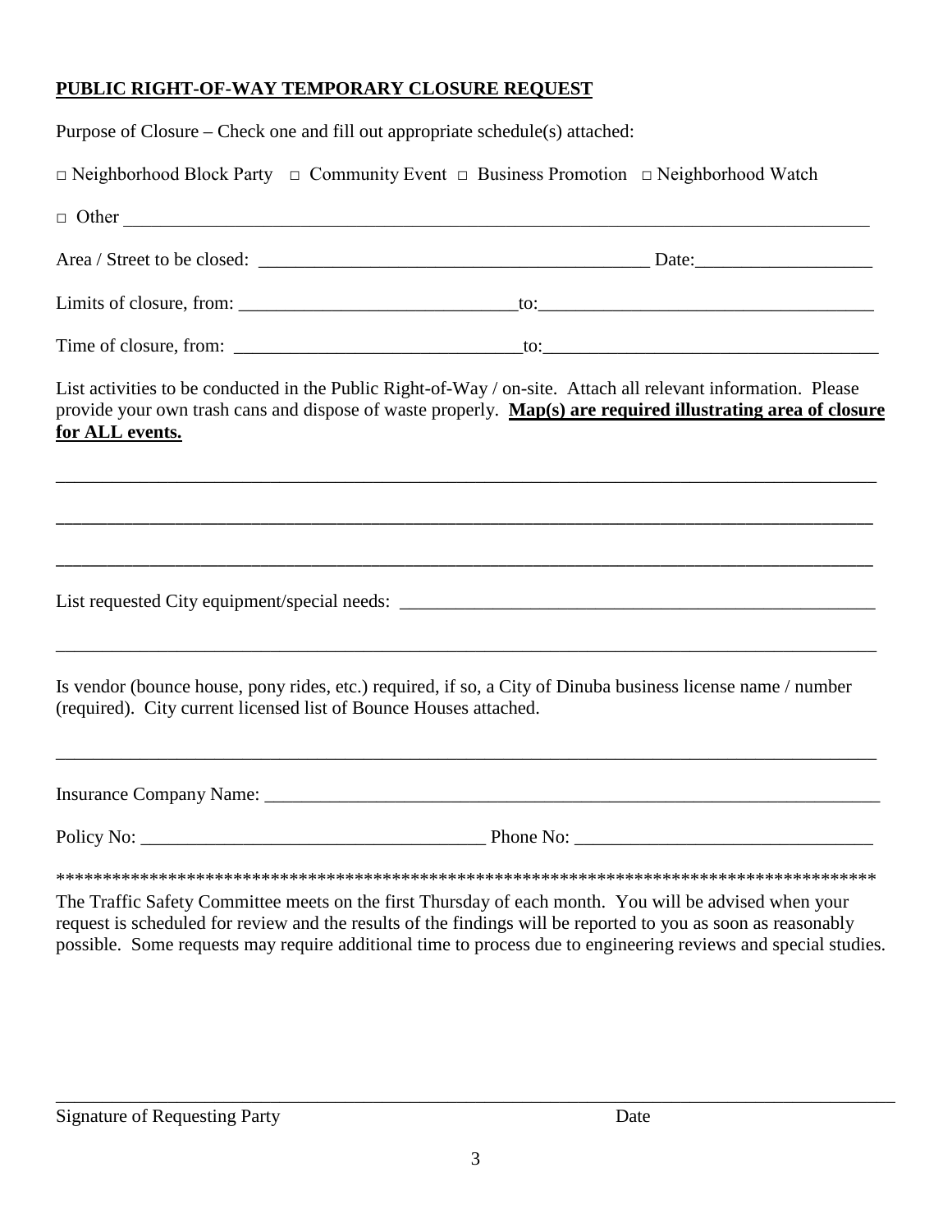**PUBLIC RIGHT-OF-WAY TEMPORARY CLOSURE REQUEST**

Purpose of Closure – Check one and fill out appropriate schedule(s) attached:

□ Neighborhood Block Party □ Community Event □ Business Promotion □ Neighborhood Watch

□ Other ___________________________________________________________________________

Area / Street to be closed: ________________________________________ Date:__________________

Limits of closure, from: _____________________________to:___________________________________

Time of closure, from: ______________________________to:___________________________________

List activities to be conducted in the Public Right-of-Way / on-site. Attach all relevant information. Please provide your own trash cans and dispose of waste properly. **Map(s) are required illustrating area of closure for ALL events.**

_____________________________________________________________________________________

_____________________________________________________________________________________

_____________________________________________________________________________________

List requested City equipment/special needs: ___________________________________________________

_____________________________________________________________________________________

Is vendor (bounce house, pony rides, etc.) required, if so, a City of Dinuba business license name / number (required). City current licensed list of Bounce Houses attached.

_____________________________________________________________________________________

Insurance Company Name: _________________________________________________________________

Policy No: ____________________________________ Phone No: ________________________________

*******************************************************************************************

The Traffic Safety Committee meets on the first Thursday of each month. You will be advised when your request is scheduled for review and the results of the findings will be reported to you as soon as reasonably possible. Some requests may require additional time to process due to engineering reviews and special studies.

_____________________________________________________________________________________

Signature of Requesting Party Date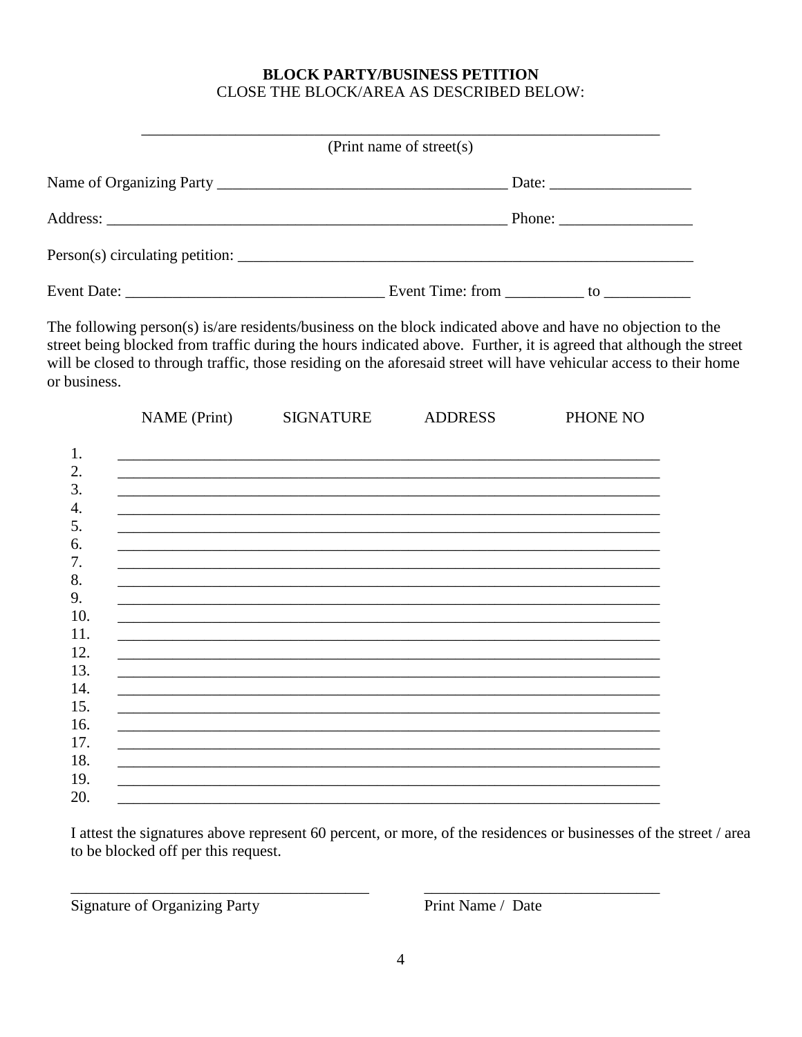**BLOCK PARTY/BUSINESS PETITION**
CLOSE THE BLOCK/AREA AS DESCRIBED BELOW:

______________________________________________________________
(Print name of street(s)

Name of Organizing Party ____________________________________ Date: _________________

Address: ____________________________________________________ Phone: ________________

Person(s) circulating petition: _______________________________________________________

Event Date: ________________________________ Event Time: from _________ to __________

The following person(s) is/are residents/business on the block indicated above and have no objection to the street being blocked from traffic during the hours indicated above. Further, it is agreed that although the street will be closed to through traffic, those residing on the aforesaid street will have vehicular access to their home or business.

| | NAME (Print) | SIGNATURE | ADDRESS | PHONE NO |
|---|---|---|---|---|
| 1. | | | | |
| 2. | | | | |
| 3. | | | | |
| 4. | | | | |
| 5. | | | | |
| 6. | | | | |
| 7. | | | | |
| 8. | | | | |
| 9. | | | | |
| 10. | | | | |
| 11. | | | | |
| 12. | | | | |
| 13. | | | | |
| 14. | | | | |
| 15. | | | | |
| 16. | | | | |
| 17. | | | | |
| 18. | | | | |
| 19. | | | | |
| 20. | | | | |

I attest the signatures above represent 60 percent, or more, of the residences or businesses of the street / area to be blocked off per this request.

____________________________________ ______________________________
Signature of Organizing Party Print Name / Date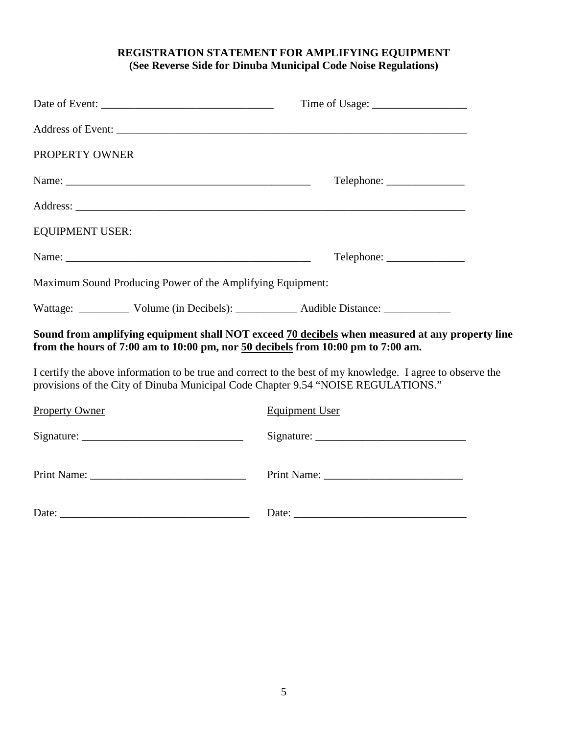**REGISTRATION STATEMENT FOR AMPLIFYING EQUIPMENT**
**(See Reverse Side for Dinuba Municipal Code Noise Regulations)**

Date of Event: _______________________________ Time of Usage: _________________

Address of Event: _________________________________________________________________

PROPERTY OWNER

Name: _____________________________________________ Telephone: ______________

Address: _________________________________________________________________________

EQUIPMENT USER:

Name: _____________________________________________ Telephone: ______________

Maximum Sound Producing Power of the Amplifying Equipment:

Wattage: _________ Volume (in Decibels): ___________ Audible Distance: ____________

**Sound from amplifying equipment shall NOT exceed 70 decibels when measured at any property line from the hours of 7:00 am to 10:00 pm, nor 50 decibels from 10:00 pm to 7:00 am.**

I certify the above information to be true and correct to the best of my knowledge. I agree to observe the provisions of the City of Dinuba Municipal Code Chapter 9.54 "NOISE REGULATIONS."

| Property Owner | Equipment User |
|---|---|
| Signature: _____________________________ | Signature: ___________________________ |
| Print Name: ____________________________ | Print Name: _________________________ |
| Date: __________________________________ | Date: _______________________________ |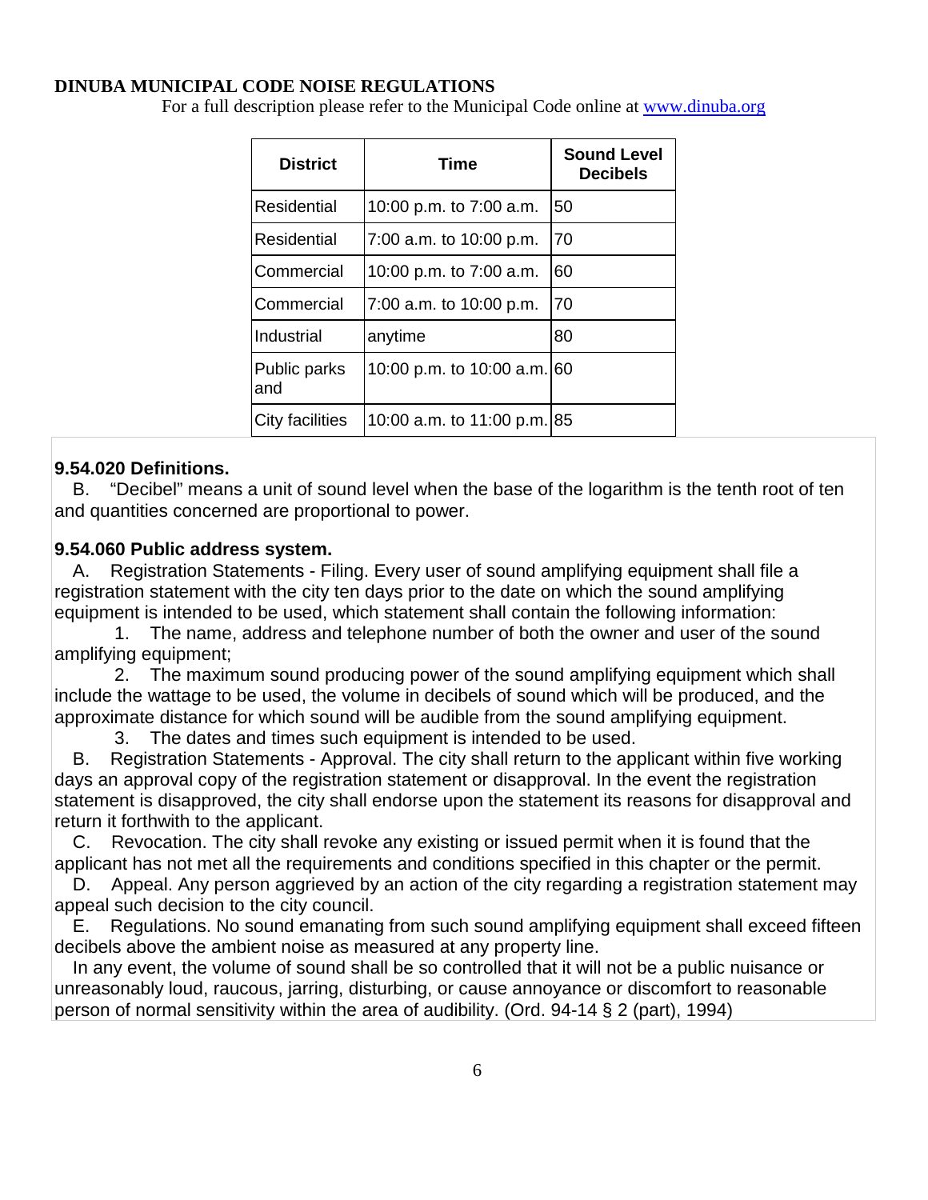**DINUBA MUNICIPAL CODE NOISE REGULATIONS**

For a full description please refer to the Municipal Code online at www.dinuba.org

| District | Time | Sound Level Decibels |
|---|---|---|
| Residential | 10:00 p.m. to 7:00 a.m. | 50 |
| Residential | 7:00 a.m. to 10:00 p.m. | 70 |
| Commercial | 10:00 p.m. to 7:00 a.m. | 60 |
| Commercial | 7:00 a.m. to 10:00 p.m. | 70 |
| Industrial | anytime | 80 |
| Public parks and | 10:00 p.m. to 10:00 a.m. | 60 |
| City facilities | 10:00 a.m. to 11:00 p.m. | 85 |

**9.54.020 Definitions.**

B. "Decibel" means a unit of sound level when the base of the logarithm is the tenth root of ten and quantities concerned are proportional to power.

**9.54.060 Public address system.**

A. Registration Statements - Filing. Every user of sound amplifying equipment shall file a registration statement with the city ten days prior to the date on which the sound amplifying equipment is intended to be used, which statement shall contain the following information:

1. The name, address and telephone number of both the owner and user of the sound amplifying equipment;

2. The maximum sound producing power of the sound amplifying equipment which shall include the wattage to be used, the volume in decibels of sound which will be produced, and the approximate distance for which sound will be audible from the sound amplifying equipment.

3. The dates and times such equipment is intended to be used.

B. Registration Statements - Approval. The city shall return to the applicant within five working days an approval copy of the registration statement or disapproval. In the event the registration statement is disapproved, the city shall endorse upon the statement its reasons for disapproval and return it forthwith to the applicant.

C. Revocation. The city shall revoke any existing or issued permit when it is found that the applicant has not met all the requirements and conditions specified in this chapter or the permit.

D. Appeal. Any person aggrieved by an action of the city regarding a registration statement may appeal such decision to the city council.

E. Regulations. No sound emanating from such sound amplifying equipment shall exceed fifteen decibels above the ambient noise as measured at any property line.

In any event, the volume of sound shall be so controlled that it will not be a public nuisance or unreasonably loud, raucous, jarring, disturbing, or cause annoyance or discomfort to reasonable person of normal sensitivity within the area of audibility. (Ord. 94-14 § 2 (part), 1994)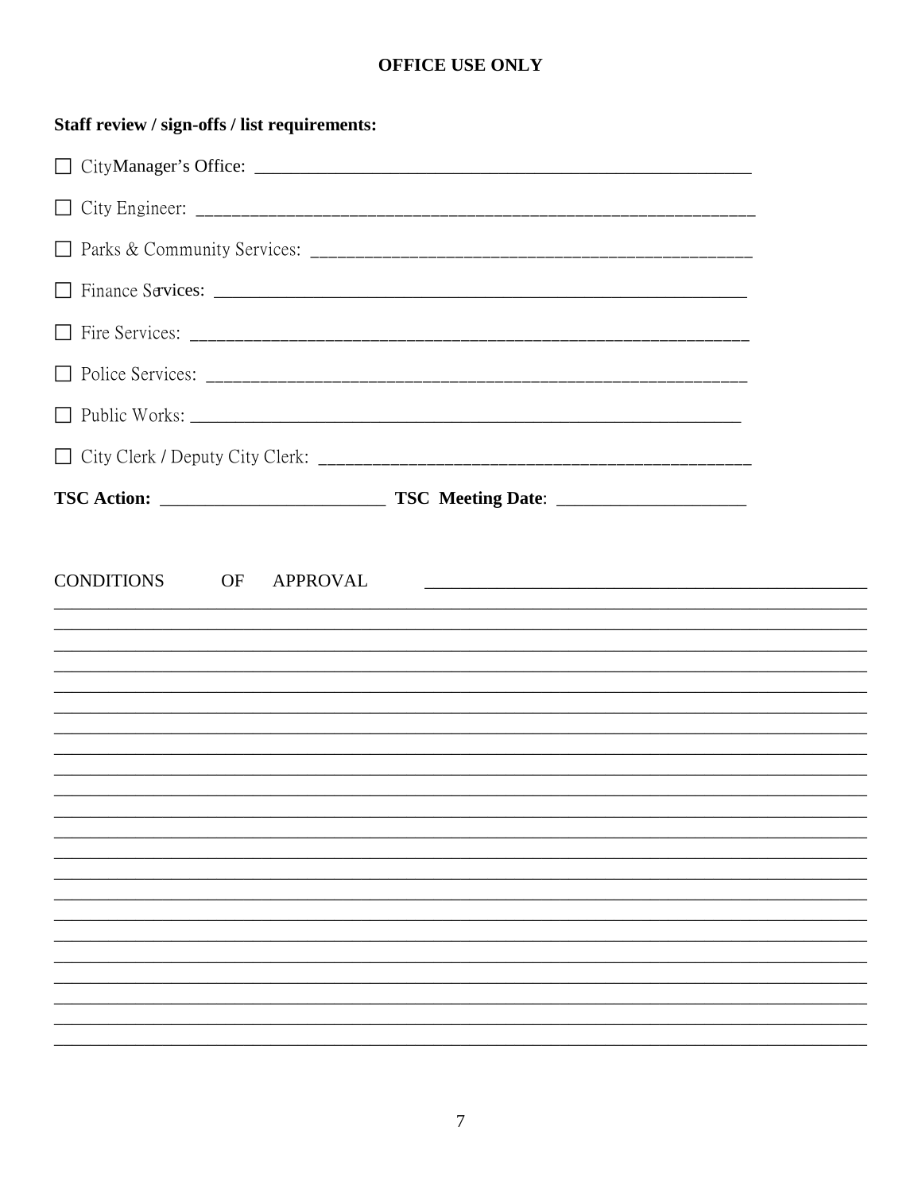**OFFICE USE ONLY**

**Staff review / sign-offs / list requirements:**

☐ CityManager's Office: ______________________________________________________

☐ City Engineer: _________________________________________________________________

☐ Parks & Community Services: ______________________________________________

☐ Finance Services: _______________________________________________________

☐ Fire Services: _______________________________________________________________

☐ Police Services: _____________________________________________________________

☐ Public Works: ______________________________________________________________

☐ City Clerk / Deputy City Clerk: _________________________________________________

**TSC Action:** _________________________ **TSC Meeting Date**: ____________________

CONDITIONS OF APPROVAL ______________________________________________

_____________________________________________________________________________________

_____________________________________________________________________________________

_____________________________________________________________________________________

_____________________________________________________________________________________

_____________________________________________________________________________________

_____________________________________________________________________________________

_____________________________________________________________________________________

_____________________________________________________________________________________

_____________________________________________________________________________________

_____________________________________________________________________________________

_____________________________________________________________________________________

_____________________________________________________________________________________

_____________________________________________________________________________________

_____________________________________________________________________________________

_____________________________________________________________________________________

_____________________________________________________________________________________

_____________________________________________________________________________________

_____________________________________________________________________________________

_____________________________________________________________________________________

_____________________________________________________________________________________

_____________________________________________________________________________________

_____________________________________________________________________________________